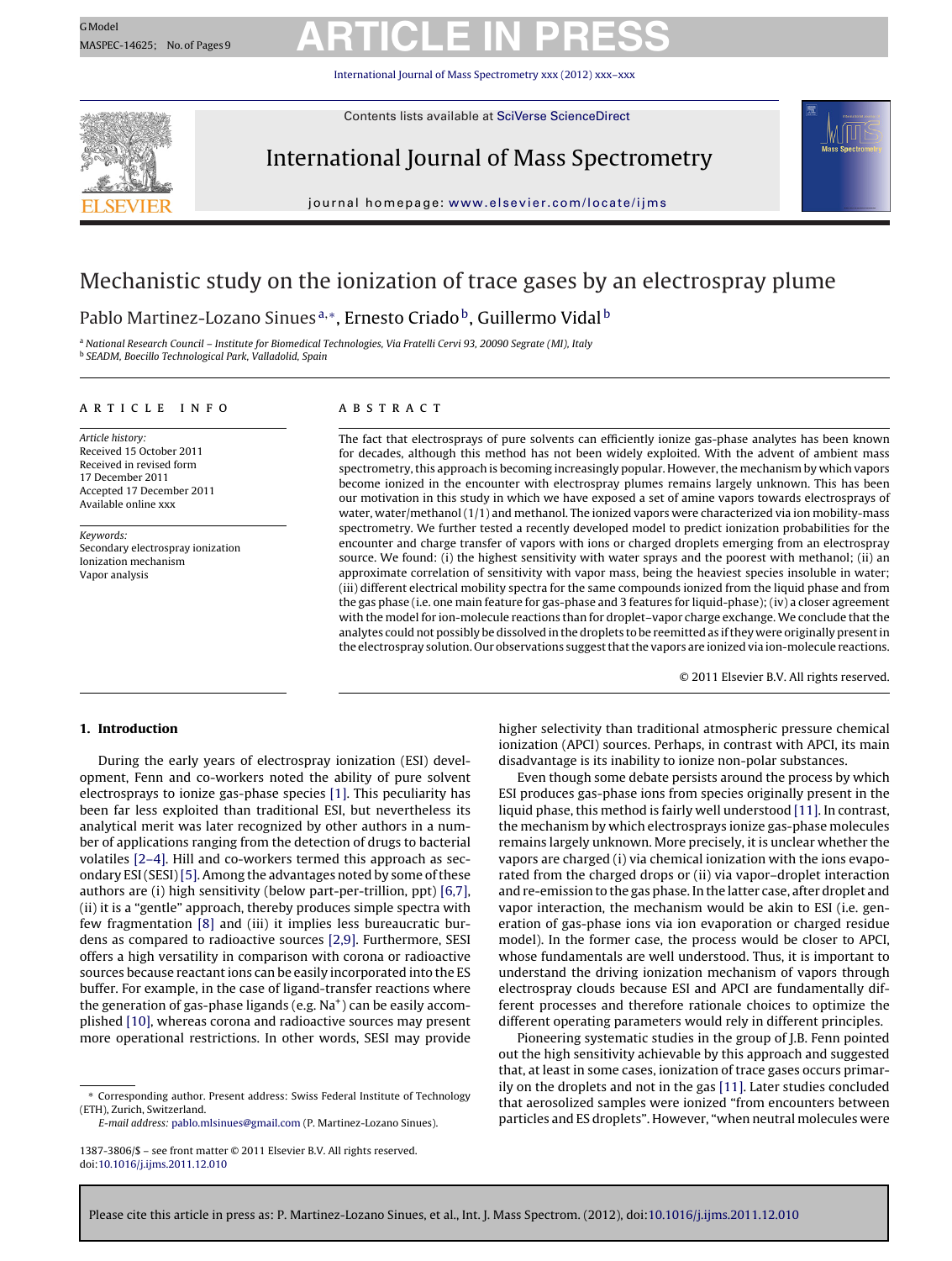# Mechanistic study on the ionization of trace gases by an electrospray plume

Pablo Martinez-Lozano Sinues [a,*], Ernesto Criado [b], Guillermo Vidal [b]

[a] National Research Council – Institute for Biomedical Technologies, Via Fratelli Cervi 93, 20090 Segrate (MI), Italy
[b] SEADM, Boecillo Technological Park, Valladolid, Spain

## ARTICLE INFO

*Article history:*
Received 15 October 2011
Received in revised form 17 December 2011
Accepted 17 December 2011
Available online xxx

*Keywords:*
Secondary electrospray ionization
Ionization mechanism
Vapor analysis

## ABSTRACT

The fact that electrosprays of pure solvents can efficiently ionize gas-phase analytes has been known for decades, although this method has not been widely exploited. With the advent of ambient mass spectrometry, this approach is becoming increasingly popular. However, the mechanism by which vapors become ionized in the encounter with electrospray plumes remains largely unknown. This has been our motivation in this study in which we have exposed a set of amine vapors towards electrosprays of water, water/methanol (1/1) and methanol. The ionized vapors were characterized via ion mobility-mass spectrometry. We further tested a recently developed model to predict ionization probabilities for the encounter and charge transfer of vapors with ions or charged droplets emerging from an electrospray source. We found: (i) the highest sensitivity with water sprays and the poorest with methanol; (ii) an approximate correlation of sensitivity with vapor mass, being the heaviest species insoluble in water; (iii) different electrical mobility spectra for the same compounds ionized from the liquid phase and from the gas phase (i.e. one main feature for gas-phase and 3 features for liquid-phase); (iv) a closer agreement with the model for ion-molecule reactions than for droplet–vapor charge exchange. We conclude that the analytes could not possibly be dissolved in the droplets to be reemitted as if they were originally present in the electrospray solution. Our observations suggest that the vapors are ionized via ion-molecule reactions.

© 2011 Elsevier B.V. All rights reserved.

## 1. Introduction

During the early years of electrospray ionization (ESI) development, Fenn and co-workers noted the ability of pure solvent electrosprays to ionize gas-phase species [1]. This peculiarity has been far less exploited than traditional ESI, but nevertheless its analytical merit was later recognized by other authors in a number of applications ranging from the detection of drugs to bacterial volatiles [2–4]. Hill and co-workers termed this approach as secondary ESI (SESI) [5]. Among the advantages noted by some of these authors are (i) high sensitivity (below part-per-trillion, ppt) [6,7], (ii) it is a "gentle" approach, thereby produces simple spectra with few fragmentation [8] and (iii) it implies less bureaucratic burdens as compared to radioactive sources [2,9]. Furthermore, SESI offers a high versatility in comparison with corona or radioactive sources because reactant ions can be easily incorporated into the ES buffer. For example, in the case of ligand-transfer reactions where the generation of gas-phase ligands (e.g. $Na^+$) can be easily accomplished [10], whereas corona and radioactive sources may present more operational restrictions. In other words, SESI may provide higher selectivity than traditional atmospheric pressure chemical ionization (APCI) sources. Perhaps, in contrast with APCI, its main disadvantage is its inability to ionize non-polar substances.

Even though some debate persists around the process by which ESI produces gas-phase ions from species originally present in the liquid phase, this method is fairly well understood [11]. In contrast, the mechanism by which electrosprays ionize gas-phase molecules remains largely unknown. More precisely, it is unclear whether the vapors are charged (i) via chemical ionization with the ions evaporated from the charged drops or (ii) via vapor–droplet interaction and re-emission to the gas phase. In the latter case, after droplet and vapor interaction, the mechanism would be akin to ESI (i.e. generation of gas-phase ions via ion evaporation or charged residue model). In the former case, the process would be closer to APCI, whose fundamentals are well understood. Thus, it is important to understand the driving ionization mechanism of vapors through electrospray clouds because ESI and APCI are fundamentally different processes and therefore rationale choices to optimize the different operating parameters would rely in different principles.

Pioneering systematic studies in the group of J.B. Fenn pointed out the high sensitivity achievable by this approach and suggested that, at least in some cases, ionization of trace gases occurs primarily on the droplets and not in the gas [11]. Later studies concluded that aerosolized samples were ionized "from encounters between particles and ES droplets". However, "when neutral molecules were

---

\* Corresponding author. Present address: Swiss Federal Institute of Technology (ETH), Zurich, Switzerland.
*E-mail address:* pablo.mlsinues@gmail.com (P. Martinez-Lozano Sinues).

1387-3806/$ – see front matter © 2011 Elsevier B.V. All rights reserved.
doi:10.1016/j.ijms.2011.12.010

Please cite this article in press as: P. Martinez-Lozano Sinues, et al., Int. J. Mass Spectrom. (2012), doi:10.1016/j.ijms.2011.12.010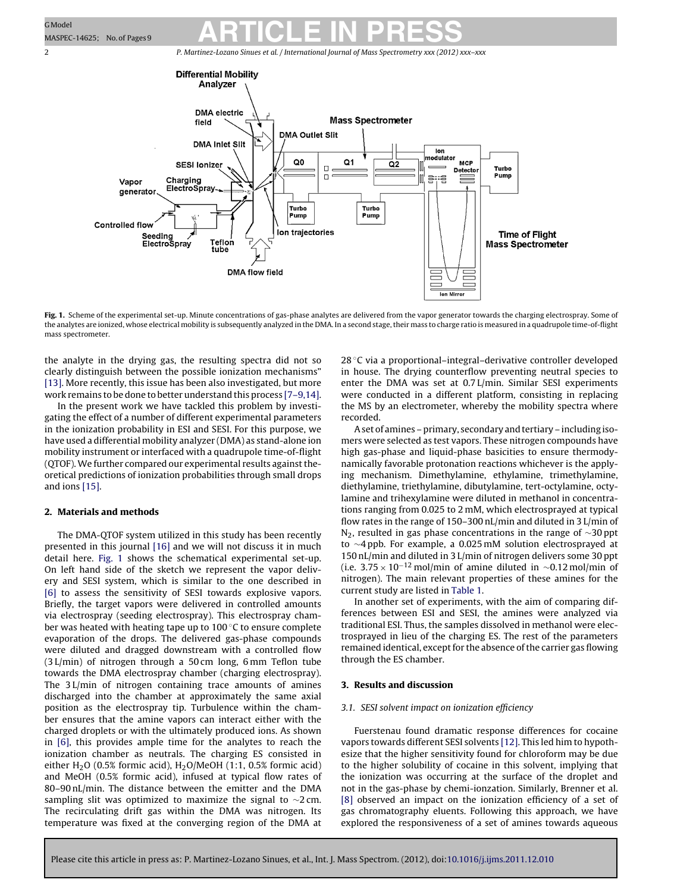Fig. 1. Scheme of the experimental set-up. Minute concentrations of gas-phase analytes are delivered from the vapor generator towards the charging electrospray. Some of the analytes are ionized, whose electrical mobility is subsequently analyzed in the DMA. In a second stage, their mass to charge ratio is measured in a quadrupole time-of-flight mass spectrometer.

the analyte in the drying gas, the resulting spectra did not so clearly distinguish between the possible ionization mechanisms" [13]. More recently, this issue has been also investigated, but more work remains to be done to better understand this process [7–9,14].

In the present work we have tackled this problem by investigating the effect of a number of different experimental parameters in the ionization probability in ESI and SESI. For this purpose, we have used a differential mobility analyzer (DMA) as stand-alone ion mobility instrument or interfaced with a quadrupole time-of-flight (QTOF). We further compared our experimental results against theoretical predictions of ionization probabilities through small drops and ions [15].

## 2. Materials and methods

The DMA-QTOF system utilized in this study has been recently presented in this journal [16] and we will not discuss it in much detail here. Fig. 1 shows the schematical experimental set-up. On left hand side of the sketch we represent the vapor delivery and SESI system, which is similar to the one described in [6] to assess the sensitivity of SESI towards explosive vapors. Briefly, the target vapors were delivered in controlled amounts via electrospray (seeding electrospray). This electrospray chamber was heated with heating tape up to 100 °C to ensure complete evaporation of the drops. The delivered gas-phase compounds were diluted and dragged downstream with a controlled flow (3 L/min) of nitrogen through a 50 cm long, 6 mm Teflon tube towards the DMA electrospray chamber (charging electrospray). The 3 L/min of nitrogen containing trace amounts of amines discharged into the chamber at approximately the same axial position as the electrospray tip. Turbulence within the chamber ensures that the amine vapors can interact either with the charged droplets or with the ultimately produced ions. As shown in [6], this provides ample time for the analytes to reach the ionization chamber as neutrals. The charging ES consisted in either $H_2O$ (0.5% formic acid), $H_2O$/MeOH (1:1, 0.5% formic acid) and MeOH (0.5% formic acid), infused at typical flow rates of 80–90 nL/min. The distance between the emitter and the DMA sampling slit was optimized to maximize the signal to ~2 cm. The recirculating drift gas within the DMA was nitrogen. Its temperature was fixed at the converging region of the DMA at 28 °C via a proportional–integral–derivative controller developed in house. The drying counterflow preventing neutral species to enter the DMA was set at 0.7 L/min. Similar SESI experiments were conducted in a different platform, consisting in replacing the MS by an electrometer, whereby the mobility spectra where recorded.

A set of amines – primary, secondary and tertiary – including isomers were selected as test vapors. These nitrogen compounds have high gas-phase and liquid-phase basicities to ensure thermodynamically favorable protonation reactions whichever is the applying mechanism. Dimethylamine, ethylamine, trimethylamine, diethylamine, triethylamine, dibutylamine, tert-octylamine, octylamine and trihexylamine were diluted in methanol in concentrations ranging from 0.025 to 2 mM, which electrosprayed at typical flow rates in the range of 150–300 nL/min and diluted in 3 L/min of $N_2$, resulted in gas phase concentrations in the range of ~30 ppt to ~4 ppb. For example, a 0.025 mM solution electrosprayed at 150 nL/min and diluted in 3 L/min of nitrogen delivers some 30 ppt (i.e. $3.75 \times 10^{-12}$ mol/min of amine diluted in ~0.12 mol/min of nitrogen). The main relevant properties of these amines for the current study are listed in Table 1.

In another set of experiments, with the aim of comparing differences between ESI and SESI, the amines were analyzed via traditional ESI. Thus, the samples dissolved in methanol were electrosprayed in lieu of the charging ES. The rest of the parameters remained identical, except for the absence of the carrier gas flowing through the ES chamber.

## 3. Results and discussion

### 3.1. SESI solvent impact on ionization efficiency

Fuerstenau found dramatic response differences for cocaine vapors towards different SESI solvents [12]. This led him to hypothesize that the higher sensitivity found for chloroform may be due to the higher solubility of cocaine in this solvent, implying that the ionization was occurring at the surface of the droplet and not in the gas-phase by chemi-ionzation. Similarly, Brenner et al. [8] observed an impact on the ionization efficiency of a set of gas chromatography eluents. Following this approach, we have explored the responsiveness of a set of amines towards aqueous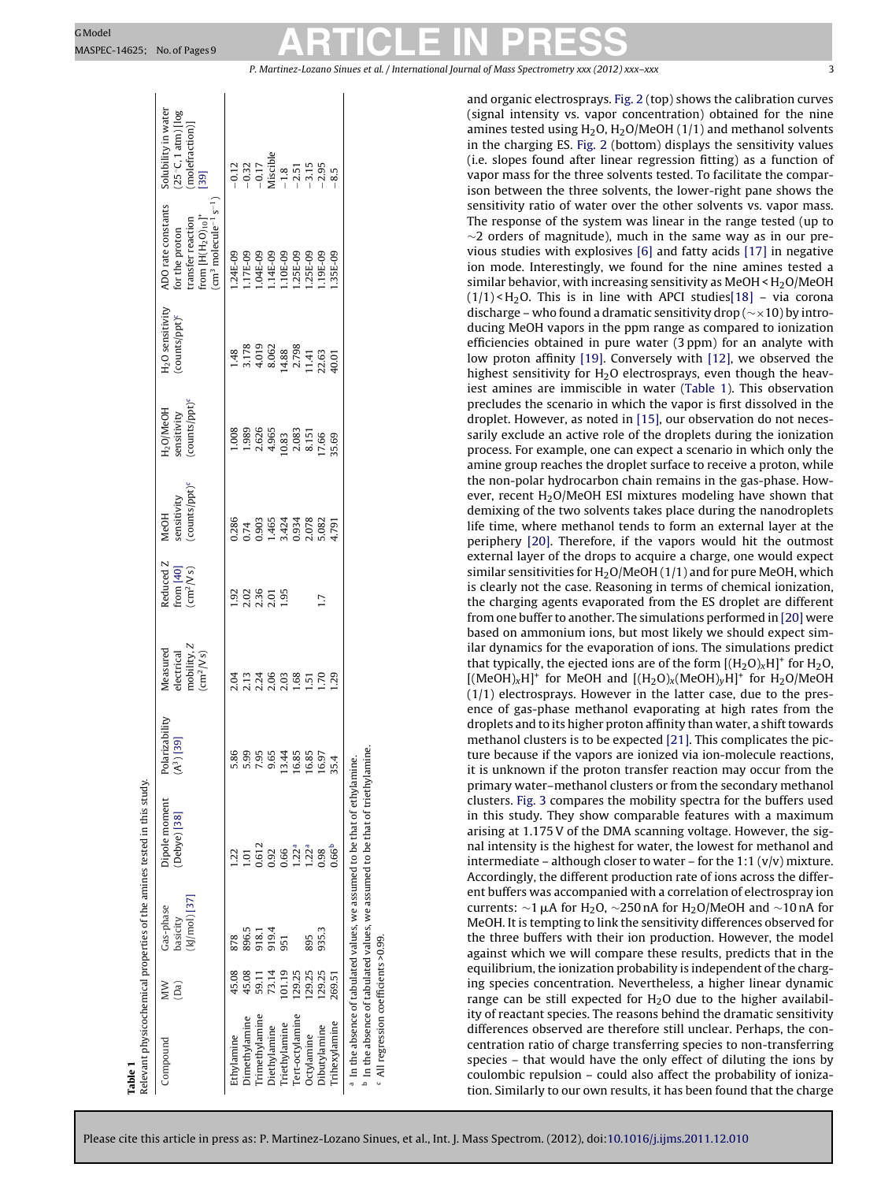**Table 1**
Relevant physicochemical properties of the amines tested in this study.

| Compound | MW (Da) | Gas-phase basicity (kJ/mol) [37] | Dipole moment (Debye) [38] | Polarizability ($Å^3$) [39] | Measured electrical mobility, Z ($cm^2/V s$) | Reduced Z from [40] ($cm^2/V s$) | MeOH sensitivity (counts/ppt)[c] | $H_2O$/MeOH sensitivity (counts/ppt)[c] | $H_2O$ sensitivity (counts/ppt)[c] | ADO rate constants for the proton transfer reaction from $[H(H_2O)_{10}]^+$ ($cm^3$ $molecule^{-1}$ $s^{-1}$) | Solubility in water (25 °C, 1 atm) [log (molefraction)] [39] |
|---|---|---|---|---|---|---|---|---|---|---|---|
| Ethylamine | 45.08 | 878 | 1.22 | 5.86 | 2.04 | 1.92 | 0.286 | 1.008 | 1.48 | 1.24E-09 | −0.12 |
| Dimethylamine | 45.08 | 896.5 | 1.01 | 5.99 | 2.13 | 2.02 | 0.74 | 1.989 | 3.178 | 1.17E-09 | −0.32 |
| Trimethylamine | 59.11 | 918.1 | 0.612 | 7.95 | 2.24 | 2.36 | 0.903 | 2.626 | 4.019 | 1.04E-09 | −0.17 |
| Diethylamine | 73.14 | 919.4 | 0.92 | 9.65 | 2.06 | 2.01 | 1.465 | 4.965 | 8.062 | 1.14E-09 | Miscible |
| Triethylamine | 101.19 | 951 | 0.66 | 13.44 | 2.03 | 1.95 | 3.424 | 10.83 | 14.88 | 1.10E-09 | −1.8 |
| Tert-octylamine | 129.25 | | 1.22[a] | 16.85 | 1.68 | | 0.934 | 2.083 | 2.798 | 1.25E-09 | −2.51 |
| Octylamine | 129.25 | 895 | 1.22[a] | 16.85 | 1.51 | | 2.078 | 8.151 | 11.41 | 1.25E-09 | −3.15 |
| Dibutylamine | 129.25 | 935.3 | 0.98 | 16.97 | 1.70 | 1.7 | 5.082 | 17.66 | 22.63 | 1.19E-09 | −2.95 |
| Trihexylamine | 269.51 | | 0.66[b] | 35.4 | 1.29 | | 4.791 | 35.69 | 40.01 | 1.35E-09 | −8.5 |

[a] In the absence of tabulated values, we assumed to be that of ethylamine.
[b] In the absence of tabulated values, we assumed to be that of triethylamine.
[c] All regression coefficients >0.99.

and organic electrosprays. Fig. 2 (top) shows the calibration curves (signal intensity vs. vapor concentration) obtained for the nine amines tested using $H_2O$, $H_2O$/MeOH (1/1) and methanol solvents in the charging ES. Fig. 2 (bottom) displays the sensitivity values (i.e. slopes found after linear regression fitting) as a function of vapor mass for the three solvents tested. To facilitate the comparison between the three solvents, the lower-right pane shows the sensitivity ratio of water over the other solvents vs. vapor mass. The response of the system was linear in the range tested (up to ~2 orders of magnitude), much in the same way as in our previous studies with explosives [6] and fatty acids [17] in negative ion mode. Interestingly, we found for the nine amines tested a similar behavior, with increasing sensitivity as MeOH < $H_2O$/MeOH (1/1) < $H_2O$. This is in line with APCI studies[18] – via corona discharge – who found a dramatic sensitivity drop (~×10) by introducing MeOH vapors in the ppm range as compared to ionization efficiencies obtained in pure water (3 ppm) for an analyte with low proton affinity [19]. Conversely with [12], we observed the highest sensitivity for $H_2O$ electrosprays, even though the heaviest amines are immiscible in water (Table 1). This observation precludes the scenario in which the vapor is first dissolved in the droplet. However, as noted in [15], our observation do not necessarily exclude an active role of the droplets during the ionization process. For example, one can expect a scenario in which only the amine group reaches the droplet surface to receive a proton, while the non-polar hydrocarbon chain remains in the gas-phase. However, recent $H_2O$/MeOH ESI mixtures modeling have shown that demixing of the two solvents takes place during the nanodroplets life time, where methanol tends to form an external layer at the periphery [20]. Therefore, if the vapors would hit the outmost external layer of the drops to acquire a charge, one would expect similar sensitivities for $H_2O$/MeOH (1/1) and for pure MeOH, which is clearly not the case. Reasoning in terms of chemical ionization, the charging agents evaporated from the ES droplet are different from one buffer to another. The simulations performed in [20] were based on ammonium ions, but most likely we should expect similar dynamics for the evaporation of ions. The simulations predict that typically, the ejected ions are of the form $[(H_2O)_xH]^+$ for $H_2O$, $[(MeOH)_xH]^+$ for MeOH and $[(H_2O)_x(MeOH)_yH]^+$ for $H_2O$/MeOH (1/1) electrosprays. However in the latter case, due to the presence of gas-phase methanol evaporating at high rates from the droplets and to its higher proton affinity than water, a shift towards methanol clusters is to be expected [21]. This complicates the picture because if the vapors are ionized via ion-molecule reactions, it is unknown if the proton transfer reaction may occur from the primary water–methanol clusters or from the secondary methanol clusters. Fig. 3 compares the mobility spectra for the buffers used in this study. They show comparable features with a maximum arising at 1.175 V of the DMA scanning voltage. However, the signal intensity is the highest for water, the lowest for methanol and intermediate – although closer to water – for the 1:1 (v/v) mixture. Accordingly, the different production rate of ions across the different buffers was accompanied with a correlation of electrospray ion currents: ~1 μA for $H_2O$, ~250 nA for $H_2O$/MeOH and ~10 nA for MeOH. It is tempting to link the sensitivity differences observed for the three buffers with their ion production. However, the model against which we will compare these results, predicts that in the equilibrium, the ionization probability is independent of the charging species concentration. Nevertheless, a higher linear dynamic range can be still expected for $H_2O$ due to the higher availability of reactant species. The reasons behind the dramatic sensitivity differences observed are therefore still unclear. Perhaps, the concentration ratio of charge transferring species to non-transferring species – that would have the only effect of diluting the ions by coulombic repulsion – could also affect the probability of ionization. Similarly to our own results, it has been found that the charge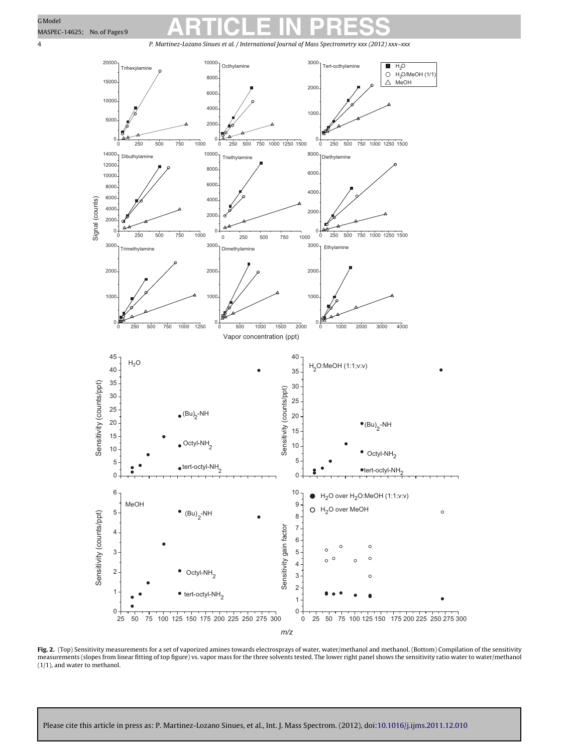**Fig. 2.** (Top) Sensitivity measurements for a set of vaporized amines towards electrosprays of water, water/methanol and methanol. (Bottom) Compilation of the sensitivity measurements (slopes from linear fitting of top figure) vs. vapor mass for the three solvents tested. The lower right panel shows the sensitivity ratio water to water/methanol (1/1), and water to methanol.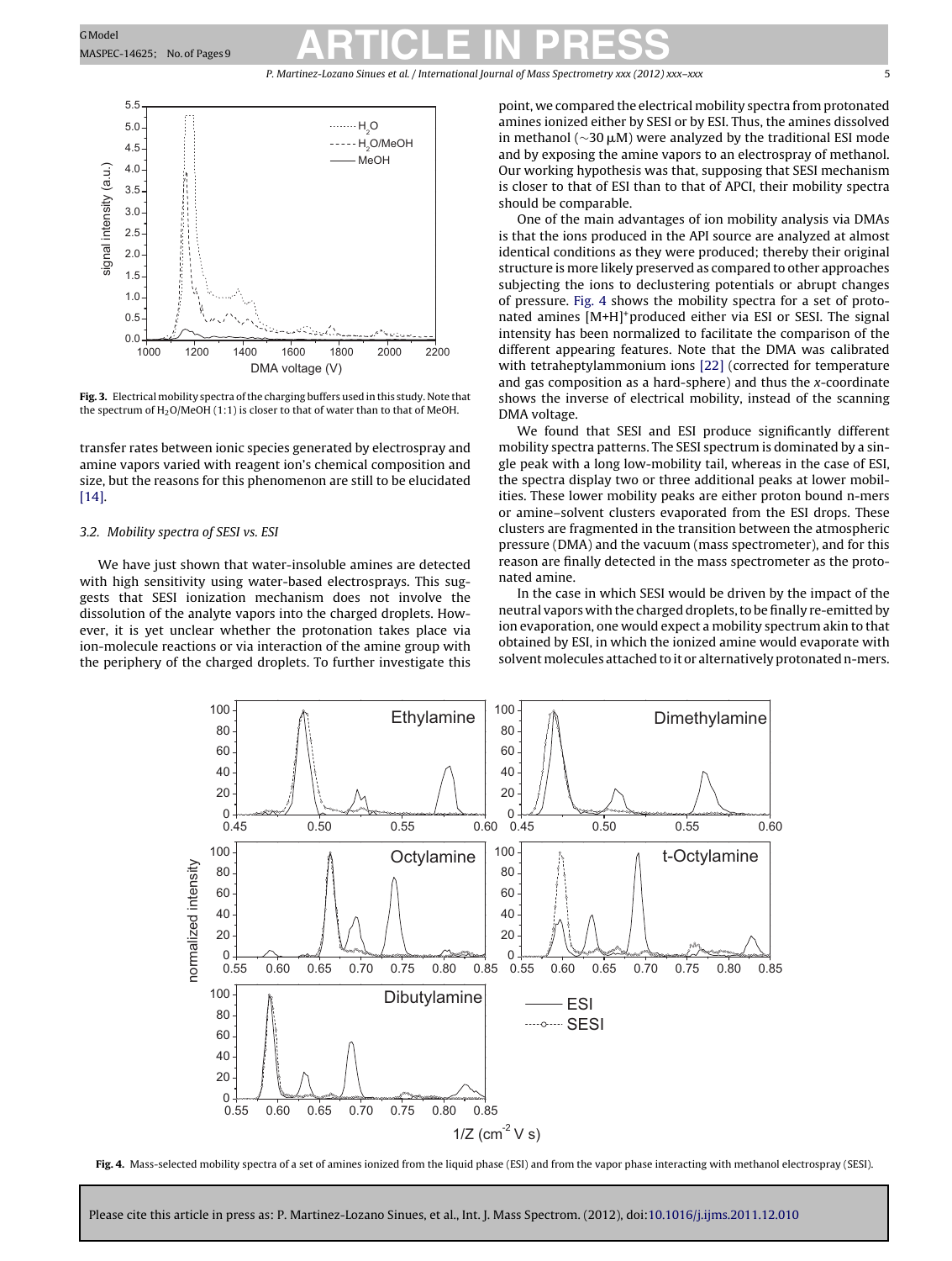**Fig. 3.** Electrical mobility spectra of the charging buffers used in this study. Note that the spectrum of $H_2O$/MeOH (1:1) is closer to that of water than to that of MeOH.

transfer rates between ionic species generated by electrospray and amine vapors varied with reagent ion's chemical composition and size, but the reasons for this phenomenon are still to be elucidated [14].

### 3.2. Mobility spectra of SESI vs. ESI

We have just shown that water-insoluble amines are detected with high sensitivity using water-based electrosprays. This suggests that SESI ionization mechanism does not involve the dissolution of the analyte vapors into the charged droplets. However, it is yet unclear whether the protonation takes place via ion-molecule reactions or via interaction of the amine group with the periphery of the charged droplets. To further investigate this point, we compared the electrical mobility spectra from protonated amines ionized either by SESI or by ESI. Thus, the amines dissolved in methanol (~30 μM) were analyzed by the traditional ESI mode and by exposing the amine vapors to an electrospray of methanol. Our working hypothesis was that, supposing that SESI mechanism is closer to that of ESI than to that of APCI, their mobility spectra should be comparable.

One of the main advantages of ion mobility analysis via DMAs is that the ions produced in the API source are analyzed at almost identical conditions as they were produced; thereby their original structure is more likely preserved as compared to other approaches subjecting the ions to declustering potentials or abrupt changes of pressure. Fig. 4 shows the mobility spectra for a set of protonated amines $[M+H]^+$produced either via ESI or SESI. The signal intensity has been normalized to facilitate the comparison of the different appearing features. Note that the DMA was calibrated with tetraheptylammonium ions [22] (corrected for temperature and gas composition as a hard-sphere) and thus the x-coordinate shows the inverse of electrical mobility, instead of the scanning DMA voltage.

We found that SESI and ESI produce significantly different mobility spectra patterns. The SESI spectrum is dominated by a single peak with a long low-mobility tail, whereas in the case of ESI, the spectra display two or three additional peaks at lower mobilities. These lower mobility peaks are either proton bound n-mers or amine–solvent clusters evaporated from the ESI drops. These clusters are fragmented in the transition between the atmospheric pressure (DMA) and the vacuum (mass spectrometer), and for this reason are finally detected in the mass spectrometer as the protonated amine.

In the case in which SESI would be driven by the impact of the neutral vapors with the charged droplets, to be finally re-emitted by ion evaporation, one would expect a mobility spectrum akin to that obtained by ESI, in which the ionized amine would evaporate with solvent molecules attached to it or alternatively protonated n-mers.

**Fig. 4.** Mass-selected mobility spectra of a set of amines ionized from the liquid phase (ESI) and from the vapor phase interacting with methanol electrospray (SESI).

Please cite this article in press as: P. Martinez-Lozano Sinues, et al., Int. J. Mass Spectrom. (2012), doi:10.1016/j.ijms.2011.12.010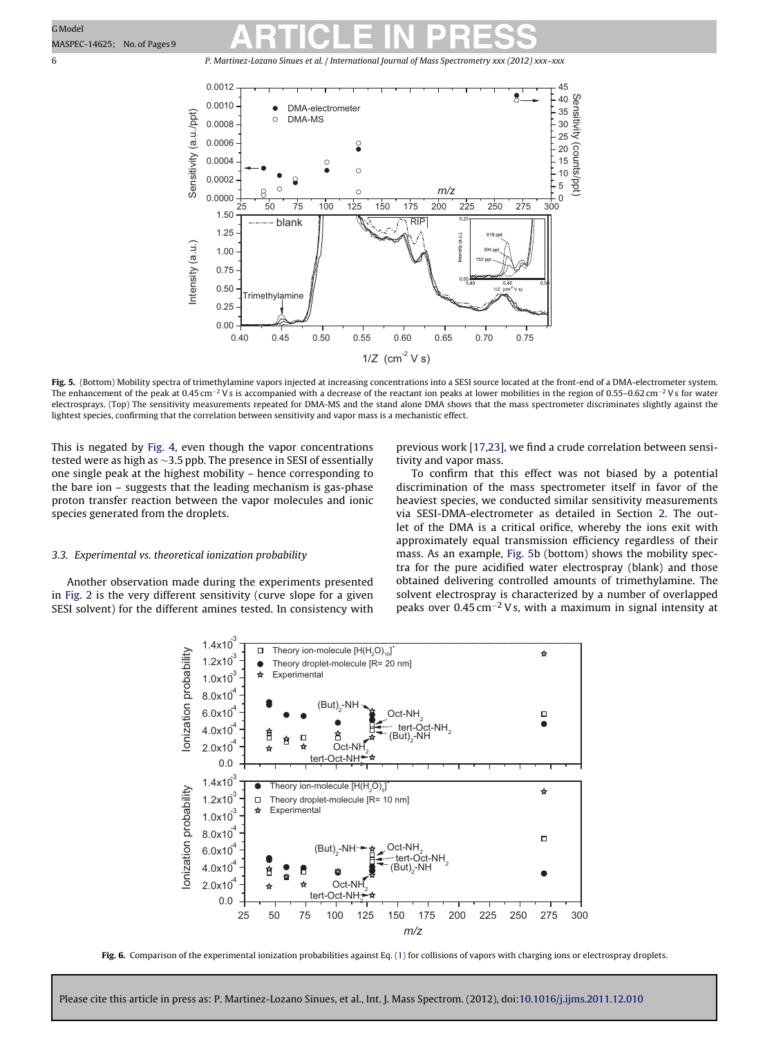**Fig. 5.** (Bottom) Mobility spectra of trimethylamine vapors injected at increasing concentrations into a SESI source located at the front-end of a DMA-electrometer system. The enhancement of the peak at 0.45 $cm^{-2}$ V s is accompanied with a decrease of the reactant ion peaks at lower mobilities in the region of 0.55–0.62 $cm^{-2}$ V s for water electrosprays. (Top) The sensitivity measurements repeated for DMA-MS and the stand alone DMA shows that the mass spectrometer discriminates slightly against the lightest species, confirming that the correlation between sensitivity and vapor mass is a mechanistic effect.

This is negated by Fig. 4, even though the vapor concentrations tested were as high as ~3.5 ppb. The presence in SESI of essentially one single peak at the highest mobility – hence corresponding to the bare ion – suggests that the leading mechanism is gas-phase proton transfer reaction between the vapor molecules and ionic species generated from the droplets.

### 3.3. Experimental vs. theoretical ionization probability

Another observation made during the experiments presented in Fig. 2 is the very different sensitivity (curve slope for a given SESI solvent) for the different amines tested. In consistency with previous work [17,23], we find a crude correlation between sensitivity and vapor mass.

To confirm that this effect was not biased by a potential discrimination of the mass spectrometer itself in favor of the heaviest species, we conducted similar sensitivity measurements via SESI-DMA-electrometer as detailed in Section 2. The outlet of the DMA is a critical orifice, whereby the ions exit with approximately equal transmission efficiency regardless of their mass. As an example, Fig. 5b (bottom) shows the mobility spectra for the pure acidified water electrospray (blank) and those obtained delivering controlled amounts of trimethylamine. The solvent electrospray is characterized by a number of overlapped peaks over 0.45 $cm^{-2}$ V s, with a maximum in signal intensity at

**Fig. 6.** Comparison of the experimental ionization probabilities against Eq. (1) for collisions of vapors with charging ions or electrospray droplets.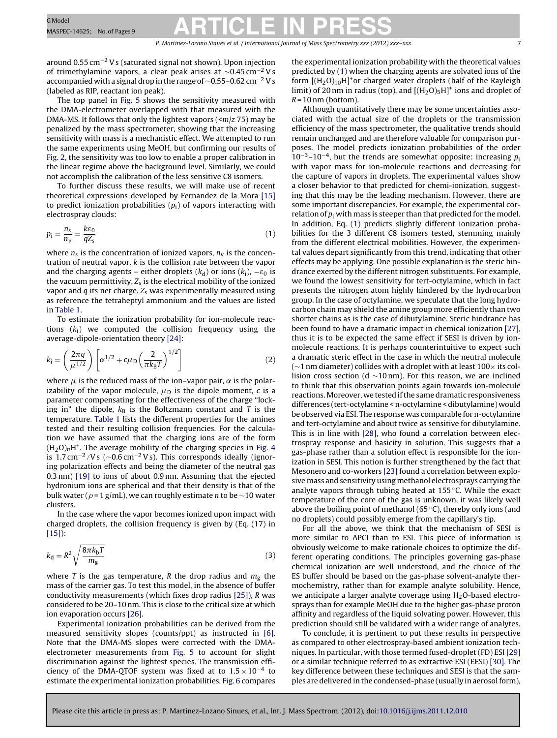around 0.55 $cm^{-2}$ V s (saturated signal not shown). Upon injection of trimethylamine vapors, a clear peak arises at ~0.45 $cm^{-2}$ V s accompanied with a signal drop in the range of ~0.55–0.62 $cm^{-2}$ V s (labeled as RIP, reactant ion peak).

The top panel in Fig. 5 shows the sensitivity measured with the DMA-electrometer overlapped with that measured with the DMA-MS. It follows that only the lightest vapors (<$m/z$ 75) may be penalized by the mass spectrometer, showing that the increasing sensitivity with mass is a mechanistic effect. We attempted to run the same experiments using MeOH, but confirming our results of Fig. 2, the sensitivity was too low to enable a proper calibration in the linear regime above the background level. Similarly, we could not accomplish the calibration of the less sensitive C8 isomers.

To further discuss these results, we will make use of recent theoretical expressions developed by Fernandez de la Mora [15] to predict ionization probabilities ($p_i$) of vapors interacting with electrospray clouds:

$$p_i = \frac{n_s}{n_v} = \frac{k\varepsilon_0}{qZ_s} \tag{1}$$

where $n_s$ is the concentration of ionized vapors, $n_v$ is the concentration of neutral vapor, $k$ is the collision rate between the vapor and the charging agents – either droplets ($k_d$) or ions ($k_i$), $-\varepsilon_0$ is the vacuum permittivity, $Z_s$ is the electrical mobility of the ionized vapor and $q$ its net charge. $Z_s$ was experimentally measured using as reference the tetraheptyl ammonium and the values are listed in Table 1.

To estimate the ionization probability for ion-molecule reactions ($k_i$) we computed the collision frequency using the average-dipole-orientation theory [24]:

$$k_i = \left(\frac{2\pi q}{\mu^{1/2}}\right)\left[\alpha^{1/2} + c\mu_D\left(\frac{2}{\pi k_B T}\right)^{1/2}\right] \tag{2}$$

where $\mu$ is the reduced mass of the ion–vapor pair, $\alpha$ is the polarizability of the vapor molecule, $\mu_D$ is the dipole moment, $c$ is a parameter compensating for the effectiveness of the charge "locking in" the dipole, $k_B$ is the Boltzmann constant and $T$ is the temperature. Table 1 lists the different properties for the amines tested and their resulting collision frequencies. For the calculation we have assumed that the charging ions are of the form $(H_2O)_nH^+$. The average mobility of the charging species in Fig. 4 is 1.7 $cm^{-2}$/V s (~0.6 $cm^{-2}$ V s). This corresponds ideally (ignoring polarization effects and being the diameter of the neutral gas 0.3 nm) [19] to ions of about 0.9 nm. Assuming that the ejected hydronium ions are spherical and that their density is that of the bulk water ($\rho$ = 1 g/mL), we can roughly estimate $n$ to be ~10 water clusters.

In the case where the vapor becomes ionized upon impact with charged droplets, the collision frequency is given by (Eq. (17) in [15]):

$$k_d = R^2\sqrt{\frac{8\pi k_b T}{m_g}} \tag{3}$$

where $T$ is the gas temperature, $R$ the drop radius and $m_g$ the mass of the carrier gas. To test this model, in the absence of buffer conductivity measurements (which fixes drop radius [25]), $R$ was considered to be 20–10 nm. This is close to the critical size at which ion evaporation occurs [26].

Experimental ionization probabilities can be derived from the measured sensitivity slopes (counts/ppt) as instructed in [6]. Note that the DMA-MS slopes were corrected with the DMA-electrometer measurements from Fig. 5 to account for slight discrimination against the lightest species. The transmission efficiency of the DMA-QTOF system was fixed at to $1.5 \times 10^{-4}$ to estimate the experimental ionization probabilities. Fig. 6 compares the experimental ionization probability with the theoretical values predicted by (1) when the charging agents are solvated ions of the form $[(H_2O)_{10}H]^+$or charged water droplets (half of the Rayleigh limit) of 20 nm in radius (top), and $[(H_2O)_5H]^+$ ions and droplet of $R$ = 10 nm (bottom).

Although quantitatively there may be some uncertainties associated with the actual size of the droplets or the transmission efficiency of the mass spectrometer, the qualitative trends should remain unchanged and are therefore valuable for comparison purposes. The model predicts ionization probabilities of the order $10^{-3}$–$10^{-4}$, but the trends are somewhat opposite: increasing $p_i$ with vapor mass for ion-molecule reactions and decreasing for the capture of vapors in droplets. The experimental values show a closer behavior to that predicted for chemi-ionization, suggesting that this may be the leading mechanism. However, there are some important discrepancies. For example, the experimental correlation of $p_i$ with mass is steeper than that predicted for the model. In addition, Eq. (1) predicts slightly different ionization probabilities for the 3 different C8 isomers tested, stemming mainly from the different electrical mobilities. However, the experimental values depart significantly from this trend, indicating that other effects may be applying. One possible explanation is the steric hindrance exerted by the different nitrogen substituents. For example, we found the lowest sensitivity for tert-octylamine, which in fact presents the nitrogen atom highly hindered by the hydrocarbon group. In the case of octylamine, we speculate that the long hydrocarbon chain may shield the amine group more efficiently than two shorter chains as is the case of dibutylamine. Steric hindrance has been found to have a dramatic impact in chemical ionization [27], thus it is to be expected the same effect if SESI is driven by ion-molecule reactions. It is perhaps counterintuitive to expect such a dramatic steric effect in the case in which the neutral molecule (~1 nm diameter) collides with a droplet with at least 100× its collision cross section (d ~10 nm). For this reason, we are inclined to think that this observation points again towards ion-molecule reactions. Moreover, we tested if the same dramatic responsiveness differences (tert-octylamine < n-octylamine < dibutylamine) would be observed via ESI. The response was comparable for n-octylamine and tert-octylamine and about twice as sensitive for dibutylamine. This is in line with [28], who found a correlation between electrospray response and basicity in solution. This suggests that a gas-phase rather than a solution effect is responsible for the ionization in SESI. This notion is further strengthened by the fact that Mesonero and co-workers [23] found a correlation between explosive mass and sensitivity using methanol electrosprays carrying the analyte vapors through tubing heated at 155 °C. While the exact temperature of the core of the gas is unknown, it was likely well above the boiling point of methanol (65 °C), thereby only ions (and no droplets) could possibly emerge from the capillary's tip.

For all the above, we think that the mechanism of SESI is more similar to APCI than to ESI. This piece of information is obviously welcome to make rationale choices to optimize the different operating conditions. The principles governing gas-phase chemical ionization are well understood, and the choice of the ES buffer should be based on the gas-phase solvent-analyte thermochemistry, rather than for example analyte solubility. Hence, we anticipate a larger analyte coverage using $H_2O$-based electrosprays than for example MeOH due to the higher gas-phase proton affinity and regardless of the liquid solvating power. However, this prediction should still be validated with a wider range of analytes.

To conclude, it is pertinent to put these results in perspective as compared to other electrospray-based ambient ionization techniques. In particular, with those termed fused-droplet (FD) ESI [29] or a similar technique referred to as extractive ESI (EESI) [30]. The key difference between these techniques and SESI is that the samples are delivered in the condensed-phase (usually in aerosol form),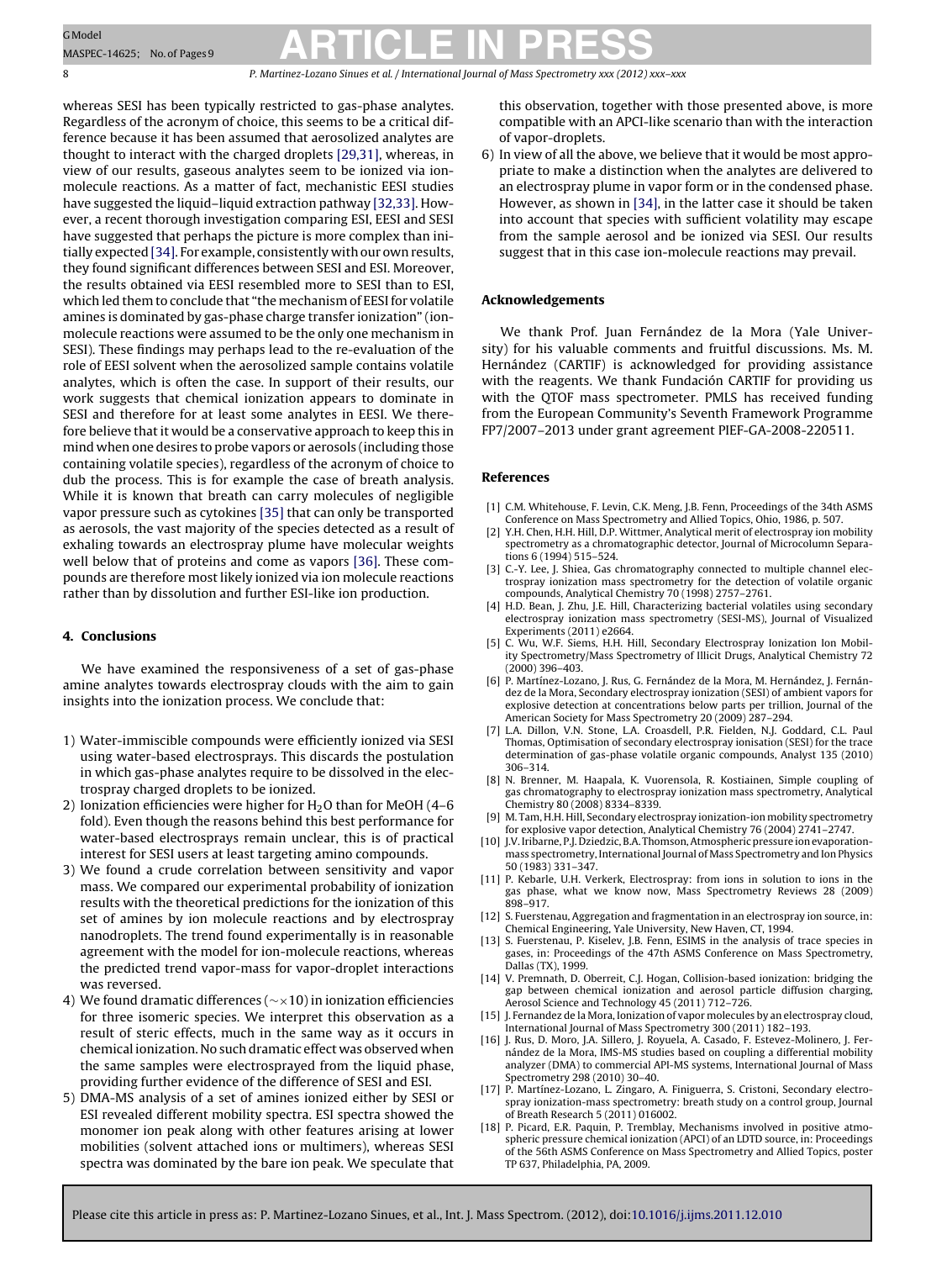whereas SESI has been typically restricted to gas-phase analytes. Regardless of the acronym of choice, this seems to be a critical difference because it has been assumed that aerosolized analytes are thought to interact with the charged droplets [29,31], whereas, in view of our results, gaseous analytes seem to be ionized via ion-molecule reactions. As a matter of fact, mechanistic EESI studies have suggested the liquid–liquid extraction pathway [32,33]. However, a recent thorough investigation comparing ESI, EESI and SESI have suggested that perhaps the picture is more complex than initially expected [34]. For example, consistently with our own results, they found significant differences between SESI and ESI. Moreover, the results obtained via EESI resembled more to SESI than to ESI, which led them to conclude that "the mechanism of EESI for volatile amines is dominated by gas-phase charge transfer ionization" (ion-molecule reactions were assumed to be the only one mechanism in SESI). These findings may perhaps lead to the re-evaluation of the role of EESI solvent when the aerosolized sample contains volatile analytes, which is often the case. In support of their results, our work suggests that chemical ionization appears to dominate in SESI and therefore for at least some analytes in EESI. We therefore believe that it would be a conservative approach to keep this in mind when one desires to probe vapors or aerosols (including those containing volatile species), regardless of the acronym of choice to dub the process. This is for example the case of breath analysis. While it is known that breath can carry molecules of negligible vapor pressure such as cytokines [35] that can only be transported as aerosols, the vast majority of the species detected as a result of exhaling towards an electrospray plume have molecular weights well below that of proteins and come as vapors [36]. These compounds are therefore most likely ionized via ion molecule reactions rather than by dissolution and further ESI-like ion production.

## 4. Conclusions

We have examined the responsiveness of a set of gas-phase amine analytes towards electrospray clouds with the aim to gain insights into the ionization process. We conclude that:

1) Water-immiscible compounds were efficiently ionized via SESI using water-based electrosprays. This discards the postulation in which gas-phase analytes require to be dissolved in the electrospray charged droplets to be ionized.
2) Ionization efficiencies were higher for $H_2O$ than for MeOH (4–6 fold). Even though the reasons behind this best performance for water-based electrosprays remain unclear, this is of practical interest for SESI users at least targeting amino compounds.
3) We found a crude correlation between sensitivity and vapor mass. We compared our experimental probability of ionization results with the theoretical predictions for the ionization of this set of amines by ion molecule reactions and by electrospray nanodroplets. The trend found experimentally is in reasonable agreement with the model for ion-molecule reactions, whereas the predicted trend vapor-mass for vapor-droplet interactions was reversed.
4) We found dramatic differences ($\sim\times 10$) in ionization efficiencies for three isomeric species. We interpret this observation as a result of steric effects, much in the same way as it occurs in chemical ionization. No such dramatic effect was observed when the same samples were electrosprayed from the liquid phase, providing further evidence of the difference of SESI and ESI.
5) DMA-MS analysis of a set of amines ionized either by SESI or ESI revealed different mobility spectra. ESI spectra showed the monomer ion peak along with other features arising at lower mobilities (solvent attached ions or multimers), whereas SESI spectra was dominated by the bare ion peak. We speculate that this observation, together with those presented above, is more compatible with an APCI-like scenario than with the interaction of vapor-droplets.
6) In view of all the above, we believe that it would be most appropriate to make a distinction when the analytes are delivered to an electrospray plume in vapor form or in the condensed phase. However, as shown in [34], in the latter case it should be taken into account that species with sufficient volatility may escape from the sample aerosol and be ionized via SESI. Our results suggest that in this case ion-molecule reactions may prevail.

## Acknowledgements

We thank Prof. Juan Fernández de la Mora (Yale University) for his valuable comments and fruitful discussions. Ms. M. Hernández (CARTIF) is acknowledged for providing assistance with the reagents. We thank Fundación CARTIF for providing us with the QTOF mass spectrometer. PMLS has received funding from the European Community's Seventh Framework Programme FP7/2007–2013 under grant agreement PIEF-GA-2008-220511.

## References

[1] C.M. Whitehouse, F. Levin, C.K. Meng, J.B. Fenn, Proceedings of the 34th ASMS Conference on Mass Spectrometry and Allied Topics, Ohio, 1986, p. 507.

[2] Y.H. Chen, H.H. Hill, D.P. Wittmer, Analytical merit of electrospray ion mobility spectrometry as a chromatographic detector, Journal of Microcolumn Separations 6 (1994) 515–524.

[3] C.-Y. Lee, J. Shiea, Gas chromatography connected to multiple channel electrospray ionization mass spectrometry for the detection of volatile organic compounds, Analytical Chemistry 70 (1998) 2757–2761.

[4] H.D. Bean, J. Zhu, J.E. Hill, Characterizing bacterial volatiles using secondary electrospray ionization mass spectrometry (SESI-MS), Journal of Visualized Experiments (2011) e2664.

[5] C. Wu, W.F. Siems, H.H. Hill, Secondary Electrospray Ionization Ion Mobility Spectrometry/Mass Spectrometry of Illicit Drugs, Analytical Chemistry 72 (2000) 396–403.

[6] P. Martínez-Lozano, J. Rus, G. Fernández de la Mora, M. Hernández, J. Fernández de la Mora, Secondary electrospray ionization (SESI) of ambient vapors for explosive detection at concentrations below parts per trillion, Journal of the American Society for Mass Spectrometry 20 (2009) 287–294.

[7] L.A. Dillon, V.N. Stone, L.A. Croasdell, P.R. Fielden, N.J. Goddard, C.L. Paul Thomas, Optimisation of secondary electrospray ionisation (SESI) for the trace determination of gas-phase volatile organic compounds, Analyst 135 (2010) 306–314.

[8] N. Brenner, M. Haapala, K. Vuorensola, R. Kostiainen, Simple coupling of gas chromatography to electrospray ionization mass spectrometry, Analytical Chemistry 80 (2008) 8334–8339.

[9] M. Tam, H.H. Hill, Secondary electrospray ionization-ion mobility spectrometry for explosive vapor detection, Analytical Chemistry 76 (2004) 2741–2747.

[10] J.V. Iribarne, P.J. Dziedzic, B.A. Thomson, Atmospheric pressure ion evaporation-mass spectrometry, International Journal of Mass Spectrometry and Ion Physics 50 (1983) 331–347.

[11] P. Kebarle, U.H. Verkerk, Electrospray: from ions in solution to ions in the gas phase, what we know now, Mass Spectrometry Reviews 28 (2009) 898–917.

[12] S. Fuerstenau, Aggregation and fragmentation in an electrospray ion source, in: Chemical Engineering, Yale University, New Haven, CT, 1994.

[13] S. Fuerstenau, P. Kiselev, J.B. Fenn, ESIMS in the analysis of trace species in gases, in: Proceedings of the 47th ASMS Conference on Mass Spectrometry, Dallas (TX), 1999.

[14] V. Premnath, D. Oberreit, C.J. Hogan, Collision-based ionization: bridging the gap between chemical ionization and aerosol particle diffusion charging, Aerosol Science and Technology 45 (2011) 712–726.

[15] J. Fernandez de la Mora, Ionization of vapor molecules by an electrospray cloud, International Journal of Mass Spectrometry 300 (2011) 182–193.

[16] J. Rus, D. Moro, J.A. Sillero, J. Royuela, A. Casado, F. Estevez-Molinero, J. Fernández de la Mora, IMS-MS studies based on coupling a differential mobility analyzer (DMA) to commercial API-MS systems, International Journal of Mass Spectrometry 298 (2010) 30–40.

[17] P. Martínez-Lozano, L. Zingaro, A. Finiguerra, S. Cristoni, Secondary electrospray ionization-mass spectrometry: breath study on a control group, Journal of Breath Research 5 (2011) 016002.

[18] P. Picard, E.R. Paquin, P. Tremblay, Mechanisms involved in positive atmospheric pressure chemical ionization (APCI) of an LDTD source, in: Proceedings of the 56th ASMS Conference on Mass Spectrometry and Allied Topics, poster TP 637, Philadelphia, PA, 2009.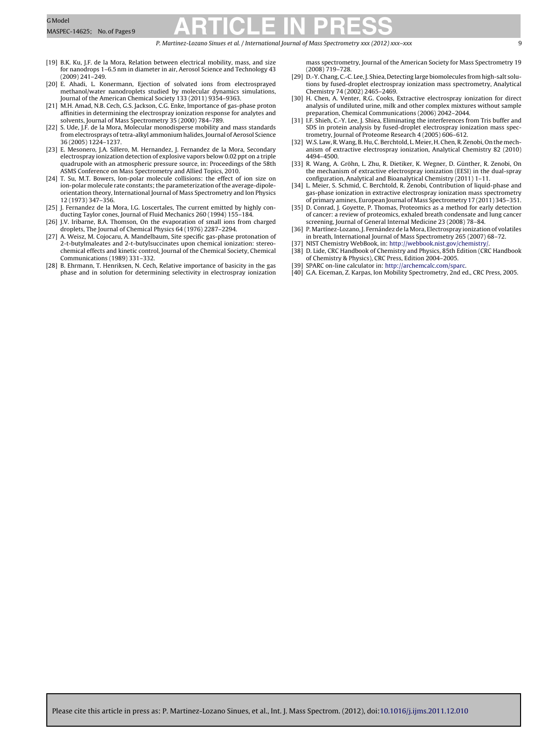[19] B.K. Ku, J.F. de la Mora, Relation between electrical mobility, mass, and size for nanodrops 1–6.5 nm in diameter in air, Aerosol Science and Technology 43 (2009) 241–249.

[20] E. Ahadi, L. Konermann, Ejection of solvated ions from electrosprayed methanol/water nanodroplets studied by molecular dynamics simulations, Journal of the American Chemical Society 133 (2011) 9354–9363.

[21] M.H. Amad, N.B. Cech, G.S. Jackson, C.G. Enke, Importance of gas-phase proton affinities in determining the electrospray ionization response for analytes and solvents, Journal of Mass Spectrometry 35 (2000) 784–789.

[22] S. Ude, J.F. de la Mora, Molecular monodisperse mobility and mass standards from electrosprays of tetra-alkyl ammonium halides, Journal of Aerosol Science 36 (2005) 1224–1237.

[23] E. Mesonero, J.A. Sillero, M. Hernandez, J. Fernandez de la Mora, Secondary electrospray ionization detection of explosive vapors below 0.02 ppt on a triple quadrupole with an atmospheric pressure source, in: Proceedings of the 58th ASMS Conference on Mass Spectrometry and Allied Topics, 2010.

[24] T. Su, M.T. Bowers, Ion-polar molecule collisions: the effect of ion size on ion-polar molecule rate constants; the parameterization of the average-dipole-orientation theory, International Journal of Mass Spectrometry and Ion Physics 12 (1973) 347–356.

[25] J. Fernandez de la Mora, I.G. Loscertales, The current emitted by highly conducting Taylor cones, Journal of Fluid Mechanics 260 (1994) 155–184.

[26] J.V. Iribarne, B.A. Thomson, On the evaporation of small ions from charged droplets, The Journal of Chemical Physics 64 (1976) 2287–2294.

[27] A. Weisz, M. Cojocaru, A. Mandelbaum, Site specific gas-phase protonation of 2-t-butylmaleates and 2-t-butylsuccinates upon chemical ionization: stereochemical effects and kinetic control, Journal of the Chemical Society, Chemical Communications (1989) 331–332.

[28] B. Ehrmann, T. Henriksen, N. Cech, Relative importance of basicity in the gas phase and in solution for determining selectivity in electrospray ionization mass spectrometry, Journal of the American Society for Mass Spectrometry 19 (2008) 719–728.

[29] D.-Y. Chang, C.-C. Lee, J. Shiea, Detecting large biomolecules from high-salt solutions by fused-droplet electrospray ionization mass spectrometry, Analytical Chemistry 74 (2002) 2465–2469.

[30] H. Chen, A. Venter, R.G. Cooks, Extractive electrospray ionization for direct analysis of undiluted urine, milk and other complex mixtures without sample preparation, Chemical Communications (2006) 2042–2044.

[31] I.F. Shieh, C.-Y. Lee, J. Shiea, Eliminating the interferences from Tris buffer and SDS in protein analysis by fused-droplet electrospray ionization mass spectrometry, Journal of Proteome Research 4 (2005) 606–612.

[32] W.S. Law, R. Wang, B. Hu, C. Berchtold, L. Meier, H. Chen, R. Zenobi, On the mechanism of extractive electrospray ionization, Analytical Chemistry 82 (2010) 4494–4500.

[33] R. Wang, A. Gröhn, L. Zhu, R. Dietiker, K. Wegner, D. Günther, R. Zenobi, On the mechanism of extractive electrospray ionization (EESI) in the dual-spray configuration, Analytical and Bioanalytical Chemistry (2011) 1–11.

[34] L. Meier, S. Schmid, C. Berchtold, R. Zenobi, Contribution of liquid-phase and gas-phase ionization in extractive electrospray ionization mass spectrometry of primary amines, European Journal of Mass Spectrometry 17 (2011) 345–351.

[35] D. Conrad, J. Goyette, P. Thomas, Proteomics as a method for early detection of cancer: a review of proteomics, exhaled breath condensate and lung cancer screening, Journal of General Internal Medicine 23 (2008) 78–84.

[36] P. Martínez-Lozano, J. Fernández de la Mora, Electrospray ionization of volatiles in breath, International Journal of Mass Spectrometry 265 (2007) 68–72.

[37] NIST Chemistry WebBook, in: http://webbook.nist.gov/chemistry/.

[38] D. Lide, CRC Handbook of Chemistry and Physics, 85th Edition (CRC Handbook of Chemistry & Physics), CRC Press, Edition 2004–2005.

[39] SPARC on-line calculator in: http://archemcalc.com/sparc.

[40] G.A. Eiceman, Z. Karpas, Ion Mobility Spectrometry, 2nd ed., CRC Press, 2005.